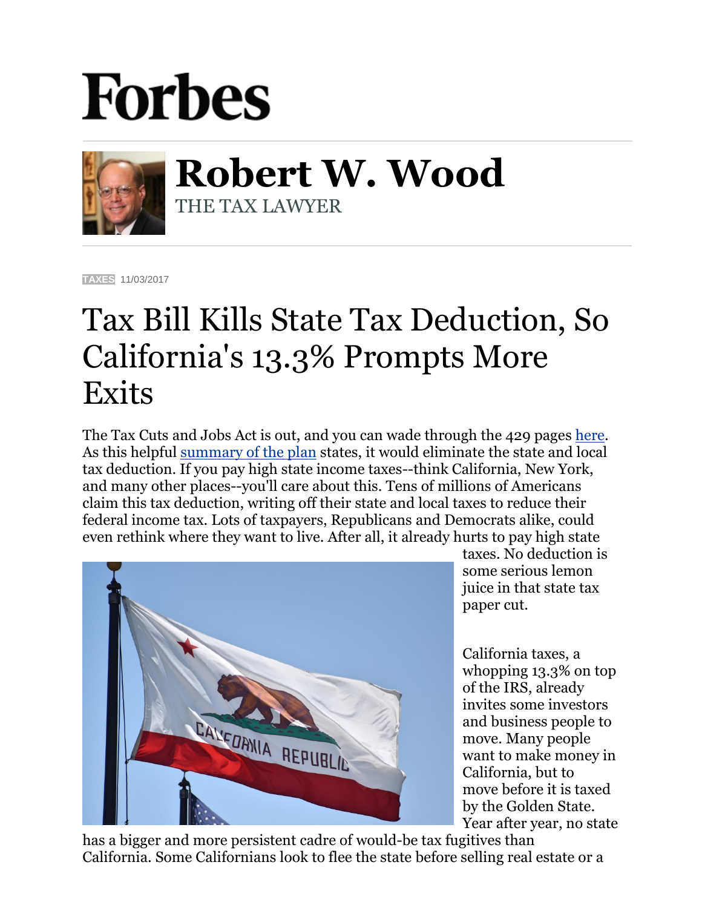# Forbes

## Robert W. Wood

THE TAX LAWYER

TAXES 11/03/2017

# Tax Bill Kills State Tax Deduction, So California's 13.3% Prompts More Exits

The Tax Cuts and Jobs Act is out, and you can wade through the 429 pages [here](). As this helpful [summary of the plan]() states, it would eliminate the state and local tax deduction. If you pay high state income taxes--think California, New York, and many other places--you'll care about this. Tens of millions of Americans claim this tax deduction, writing off their state and local taxes to reduce their federal income tax. Lots of taxpayers, Republicans and Democrats alike, could even rethink where they want to live. After all, it already hurts to pay high state taxes. No deduction is some serious lemon juice in that state tax paper cut.

California taxes, a whopping 13.3% on top of the IRS, already invites some investors and business people to move. Many people want to make money in California, but to move before it is taxed by the Golden State. Year after year, no state has a bigger and more persistent cadre of would-be tax fugitives than California. Some Californians look to flee the state before selling real estate or a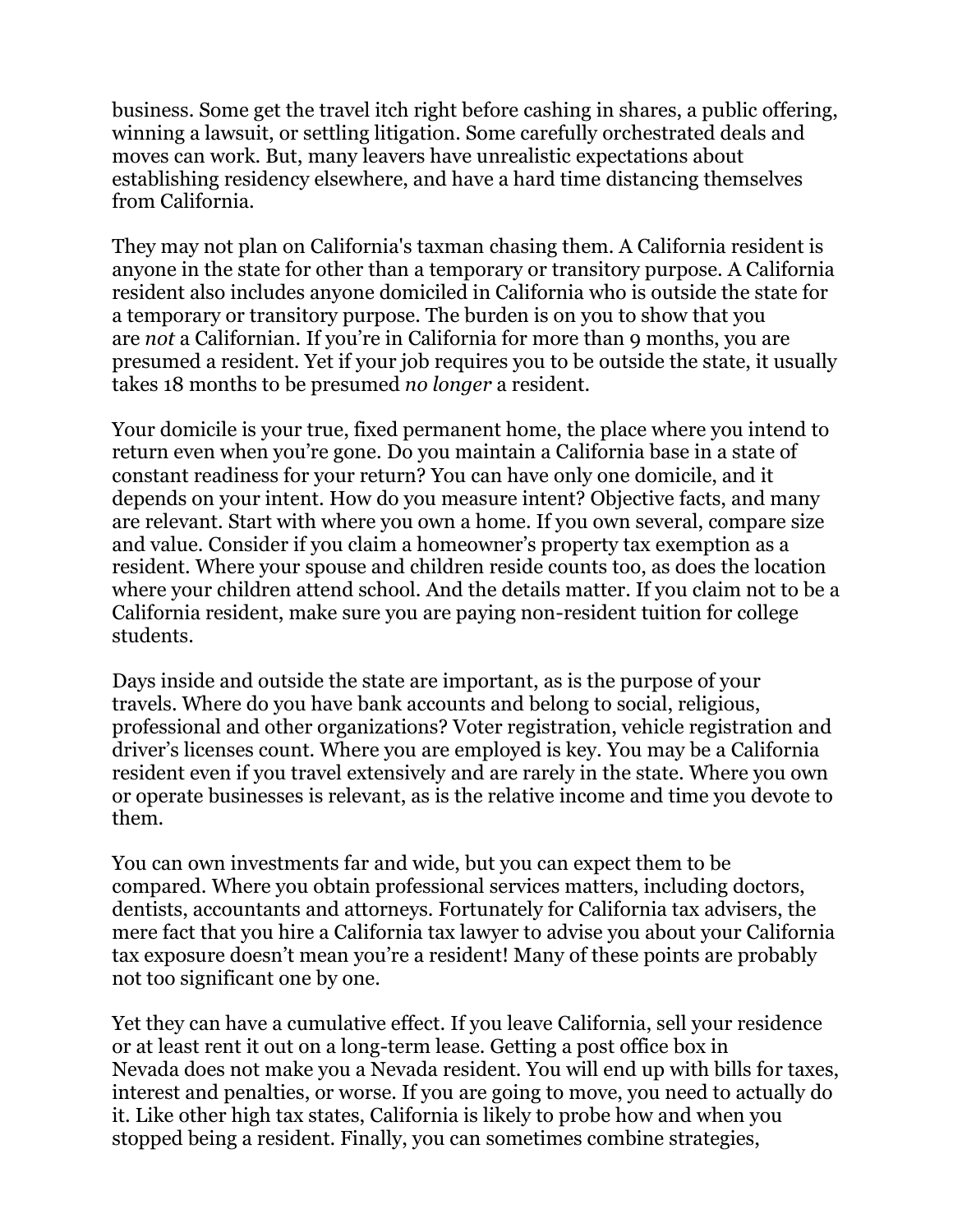business. Some get the travel itch right before cashing in shares, a public offering, winning a lawsuit, or settling litigation. Some carefully orchestrated deals and moves can work. But, many leavers have unrealistic expectations about establishing residency elsewhere, and have a hard time distancing themselves from California.

They may not plan on California's taxman chasing them. A California resident is anyone in the state for other than a temporary or transitory purpose. A California resident also includes anyone domiciled in California who is outside the state for a temporary or transitory purpose. The burden is on you to show that you are *not* a Californian. If you're in California for more than 9 months, you are presumed a resident. Yet if your job requires you to be outside the state, it usually takes 18 months to be presumed *no longer* a resident.

Your domicile is your true, fixed permanent home, the place where you intend to return even when you're gone. Do you maintain a California base in a state of constant readiness for your return? You can have only one domicile, and it depends on your intent. How do you measure intent? Objective facts, and many are relevant. Start with where you own a home. If you own several, compare size and value. Consider if you claim a homeowner's property tax exemption as a resident. Where your spouse and children reside counts too, as does the location where your children attend school. And the details matter. If you claim not to be a California resident, make sure you are paying non-resident tuition for college students.

Days inside and outside the state are important, as is the purpose of your travels. Where do you have bank accounts and belong to social, religious, professional and other organizations? Voter registration, vehicle registration and driver's licenses count. Where you are employed is key. You may be a California resident even if you travel extensively and are rarely in the state. Where you own or operate businesses is relevant, as is the relative income and time you devote to them.

You can own investments far and wide, but you can expect them to be compared. Where you obtain professional services matters, including doctors, dentists, accountants and attorneys. Fortunately for California tax advisers, the mere fact that you hire a California tax lawyer to advise you about your California tax exposure doesn't mean you're a resident! Many of these points are probably not too significant one by one.

Yet they can have a cumulative effect. If you leave California, sell your residence or at least rent it out on a long-term lease. Getting a post office box in Nevada does not make you a Nevada resident. You will end up with bills for taxes, interest and penalties, or worse. If you are going to move, you need to actually do it. Like other high tax states, California is likely to probe how and when you stopped being a resident. Finally, you can sometimes combine strategies,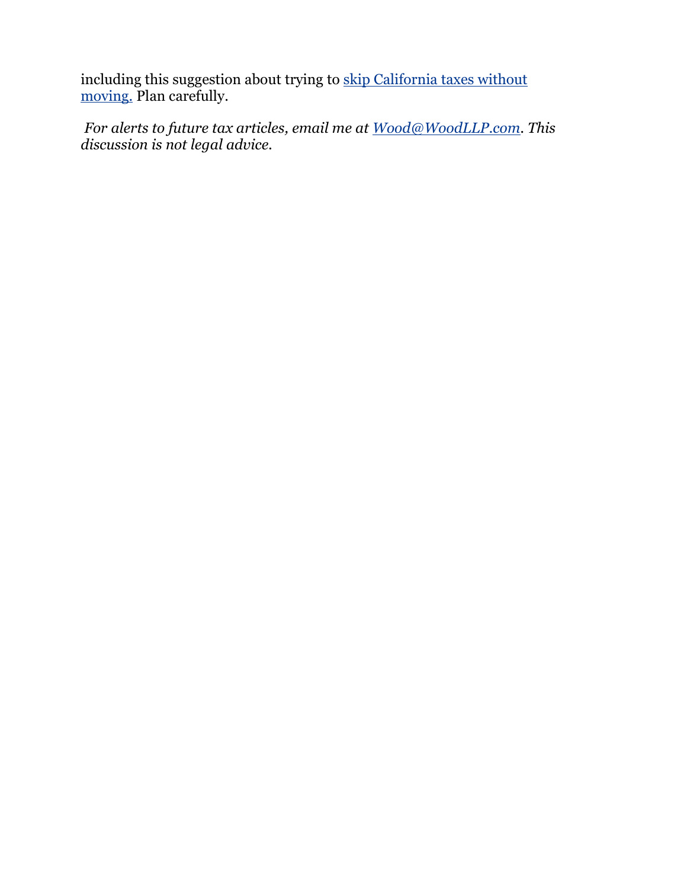including this suggestion about trying to skip California taxes without moving. Plan carefully.

*For alerts to future tax articles, email me at Wood@WoodLLP.com. This discussion is not legal advice.*